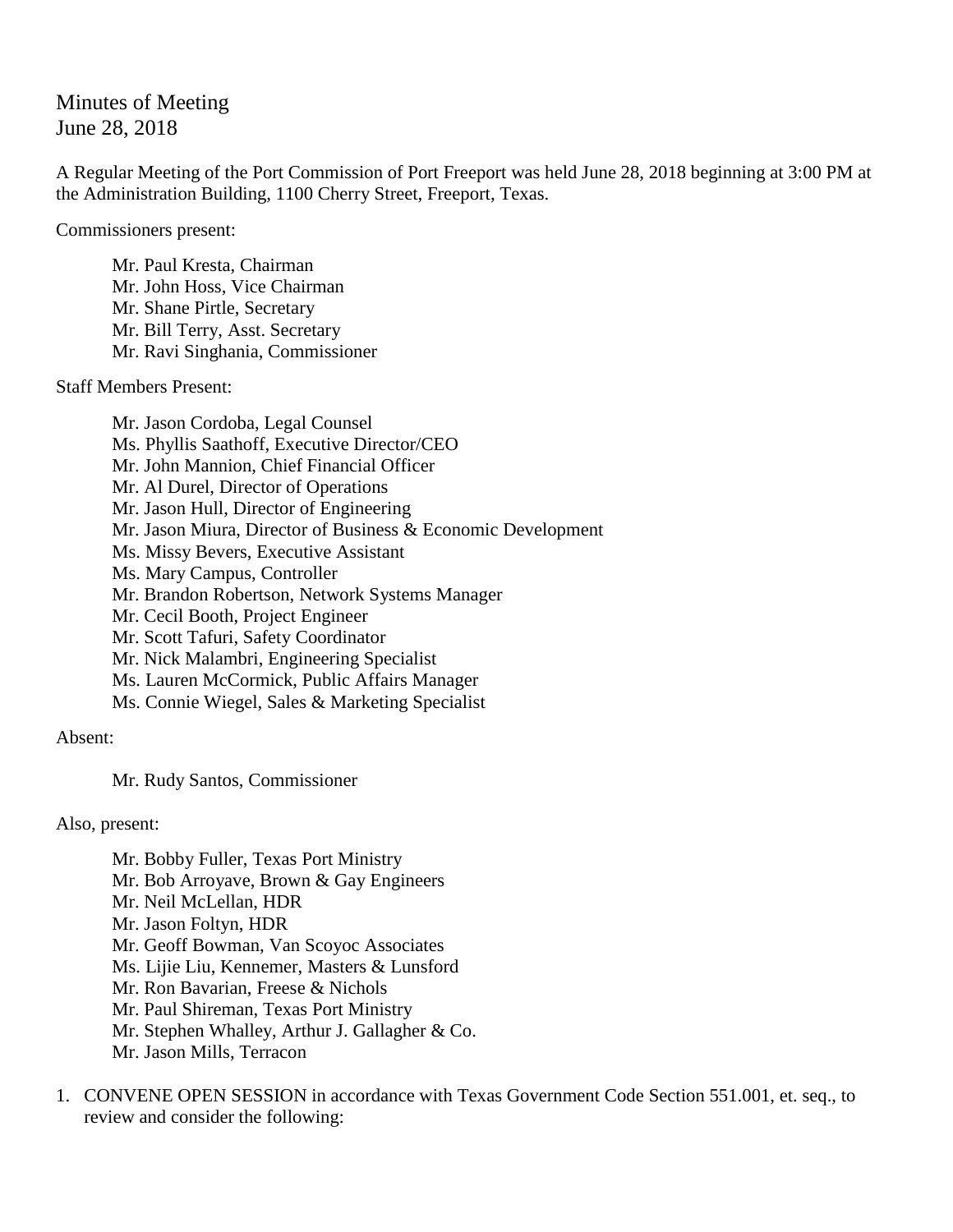# Minutes of Meeting
June 28, 2018

A Regular Meeting of the Port Commission of Port Freeport was held June 28, 2018 beginning at 3:00 PM at the Administration Building, 1100 Cherry Street, Freeport, Texas.

Commissioners present:

Mr. Paul Kresta, Chairman  
Mr. John Hoss, Vice Chairman  
Mr. Shane Pirtle, Secretary  
Mr. Bill Terry, Asst. Secretary  
Mr. Ravi Singhania, Commissioner

Staff Members Present:

Mr. Jason Cordoba, Legal Counsel  
Ms. Phyllis Saathoff, Executive Director/CEO  
Mr. John Mannion, Chief Financial Officer  
Mr. Al Durel, Director of Operations  
Mr. Jason Hull, Director of Engineering  
Mr. Jason Miura, Director of Business & Economic Development  
Ms. Missy Bevers, Executive Assistant  
Ms. Mary Campus, Controller  
Mr. Brandon Robertson, Network Systems Manager  
Mr. Cecil Booth, Project Engineer  
Mr. Scott Tafuri, Safety Coordinator  
Mr. Nick Malambri, Engineering Specialist  
Ms. Lauren McCormick, Public Affairs Manager  
Ms. Connie Wiegel, Sales & Marketing Specialist

Absent:

Mr. Rudy Santos, Commissioner

Also, present:

Mr. Bobby Fuller, Texas Port Ministry  
Mr. Bob Arroyave, Brown & Gay Engineers  
Mr. Neil McLellan, HDR  
Mr. Jason Foltyn, HDR  
Mr. Geoff Bowman, Van Scoyoc Associates  
Ms. Lijie Liu, Kennemer, Masters & Lunsford  
Mr. Ron Bavarian, Freese & Nichols  
Mr. Paul Shireman, Texas Port Ministry  
Mr. Stephen Whalley, Arthur J. Gallagher & Co.  
Mr. Jason Mills, Terracon

1. CONVENE OPEN SESSION in accordance with Texas Government Code Section 551.001, et. seq., to review and consider the following: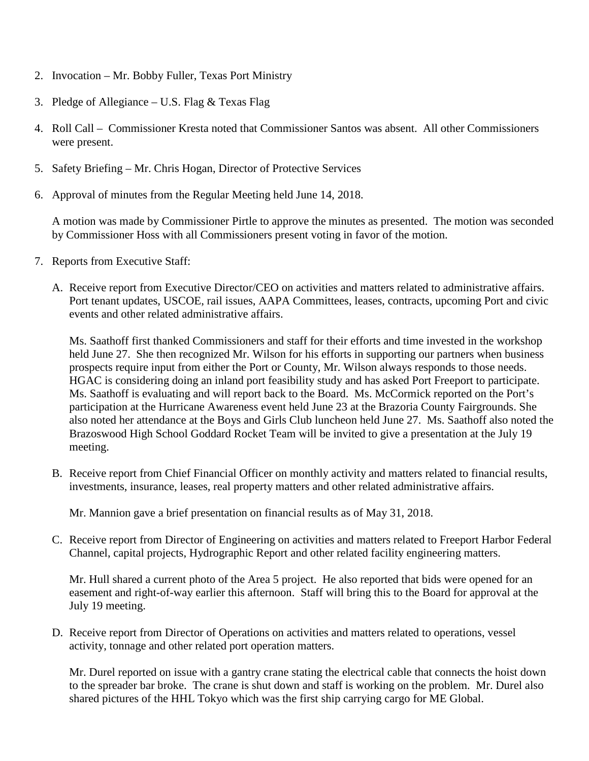2. Invocation – Mr. Bobby Fuller, Texas Port Ministry

3. Pledge of Allegiance – U.S. Flag & Texas Flag

4. Roll Call – Commissioner Kresta noted that Commissioner Santos was absent. All other Commissioners were present.

5. Safety Briefing – Mr. Chris Hogan, Director of Protective Services

6. Approval of minutes from the Regular Meeting held June 14, 2018.

   A motion was made by Commissioner Pirtle to approve the minutes as presented. The motion was seconded by Commissioner Hoss with all Commissioners present voting in favor of the motion.

7. Reports from Executive Staff:

   A. Receive report from Executive Director/CEO on activities and matters related to administrative affairs. Port tenant updates, USCOE, rail issues, AAPA Committees, leases, contracts, upcoming Port and civic events and other related administrative affairs.

      Ms. Saathoff first thanked Commissioners and staff for their efforts and time invested in the workshop held June 27. She then recognized Mr. Wilson for his efforts in supporting our partners when business prospects require input from either the Port or County, Mr. Wilson always responds to those needs. HGAC is considering doing an inland port feasibility study and has asked Port Freeport to participate. Ms. Saathoff is evaluating and will report back to the Board. Ms. McCormick reported on the Port's participation at the Hurricane Awareness event held June 23 at the Brazoria County Fairgrounds. She also noted her attendance at the Boys and Girls Club luncheon held June 27. Ms. Saathoff also noted the Brazoswood High School Goddard Rocket Team will be invited to give a presentation at the July 19 meeting.

   B. Receive report from Chief Financial Officer on monthly activity and matters related to financial results, investments, insurance, leases, real property matters and other related administrative affairs.

      Mr. Mannion gave a brief presentation on financial results as of May 31, 2018.

   C. Receive report from Director of Engineering on activities and matters related to Freeport Harbor Federal Channel, capital projects, Hydrographic Report and other related facility engineering matters.

      Mr. Hull shared a current photo of the Area 5 project. He also reported that bids were opened for an easement and right-of-way earlier this afternoon. Staff will bring this to the Board for approval at the July 19 meeting.

   D. Receive report from Director of Operations on activities and matters related to operations, vessel activity, tonnage and other related port operation matters.

      Mr. Durel reported on issue with a gantry crane stating the electrical cable that connects the hoist down to the spreader bar broke. The crane is shut down and staff is working on the problem. Mr. Durel also shared pictures of the HHL Tokyo which was the first ship carrying cargo for ME Global.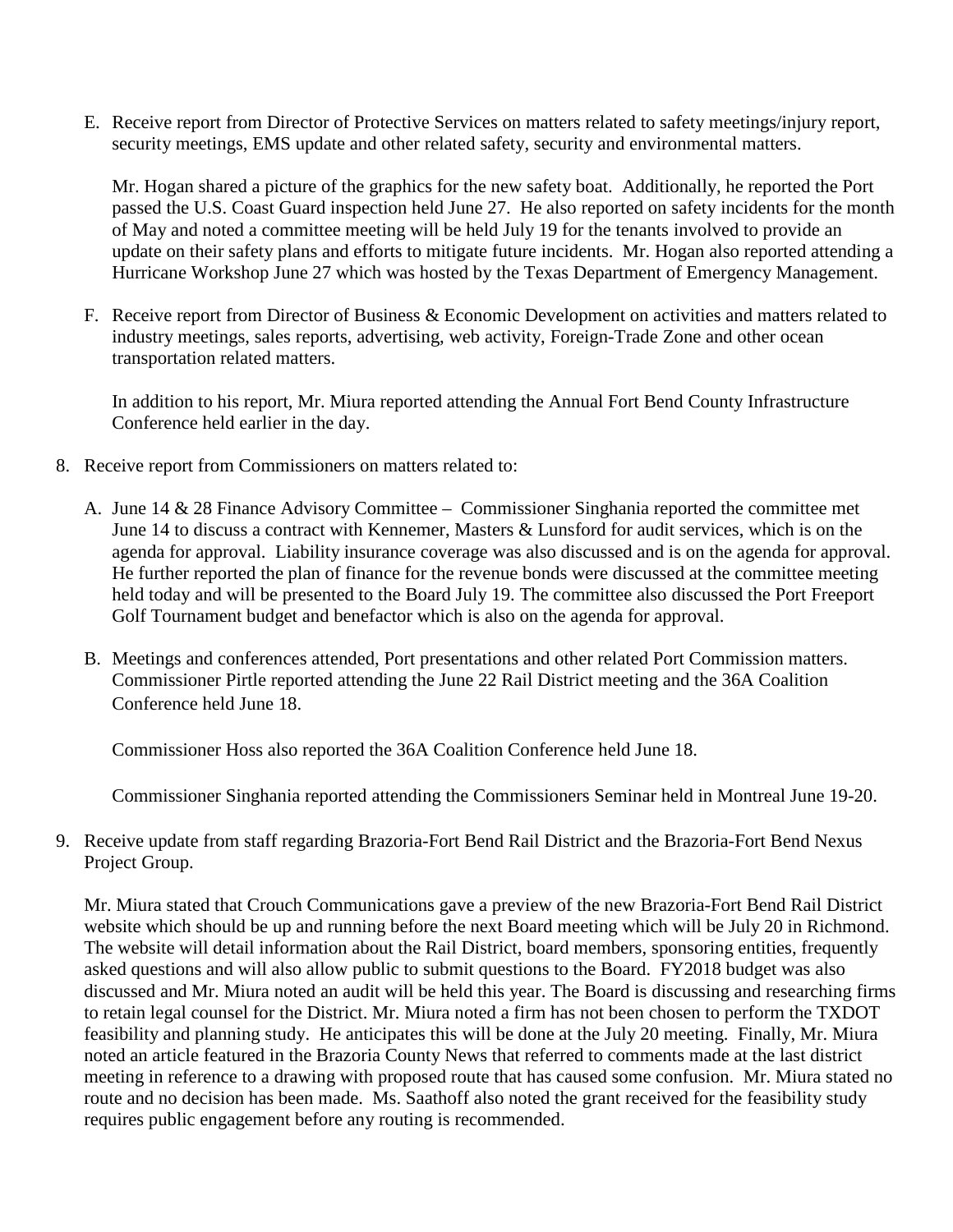E. Receive report from Director of Protective Services on matters related to safety meetings/injury report, security meetings, EMS update and other related safety, security and environmental matters.

   Mr. Hogan shared a picture of the graphics for the new safety boat. Additionally, he reported the Port passed the U.S. Coast Guard inspection held June 27. He also reported on safety incidents for the month of May and noted a committee meeting will be held July 19 for the tenants involved to provide an update on their safety plans and efforts to mitigate future incidents. Mr. Hogan also reported attending a Hurricane Workshop June 27 which was hosted by the Texas Department of Emergency Management.

F. Receive report from Director of Business & Economic Development on activities and matters related to industry meetings, sales reports, advertising, web activity, Foreign-Trade Zone and other ocean transportation related matters.

   In addition to his report, Mr. Miura reported attending the Annual Fort Bend County Infrastructure Conference held earlier in the day.

8. Receive report from Commissioners on matters related to:

   A. June 14 & 28 Finance Advisory Committee – Commissioner Singhania reported the committee met June 14 to discuss a contract with Kennemer, Masters & Lunsford for audit services, which is on the agenda for approval. Liability insurance coverage was also discussed and is on the agenda for approval. He further reported the plan of finance for the revenue bonds were discussed at the committee meeting held today and will be presented to the Board July 19. The committee also discussed the Port Freeport Golf Tournament budget and benefactor which is also on the agenda for approval.

   B. Meetings and conferences attended, Port presentations and other related Port Commission matters. Commissioner Pirtle reported attending the June 22 Rail District meeting and the 36A Coalition Conference held June 18.

      Commissioner Hoss also reported the 36A Coalition Conference held June 18.

      Commissioner Singhania reported attending the Commissioners Seminar held in Montreal June 19-20.

9. Receive update from staff regarding Brazoria-Fort Bend Rail District and the Brazoria-Fort Bend Nexus Project Group.

   Mr. Miura stated that Crouch Communications gave a preview of the new Brazoria-Fort Bend Rail District website which should be up and running before the next Board meeting which will be July 20 in Richmond. The website will detail information about the Rail District, board members, sponsoring entities, frequently asked questions and will also allow public to submit questions to the Board. FY2018 budget was also discussed and Mr. Miura noted an audit will be held this year. The Board is discussing and researching firms to retain legal counsel for the District. Mr. Miura noted a firm has not been chosen to perform the TXDOT feasibility and planning study. He anticipates this will be done at the July 20 meeting. Finally, Mr. Miura noted an article featured in the Brazoria County News that referred to comments made at the last district meeting in reference to a drawing with proposed route that has caused some confusion. Mr. Miura stated no route and no decision has been made. Ms. Saathoff also noted the grant received for the feasibility study requires public engagement before any routing is recommended.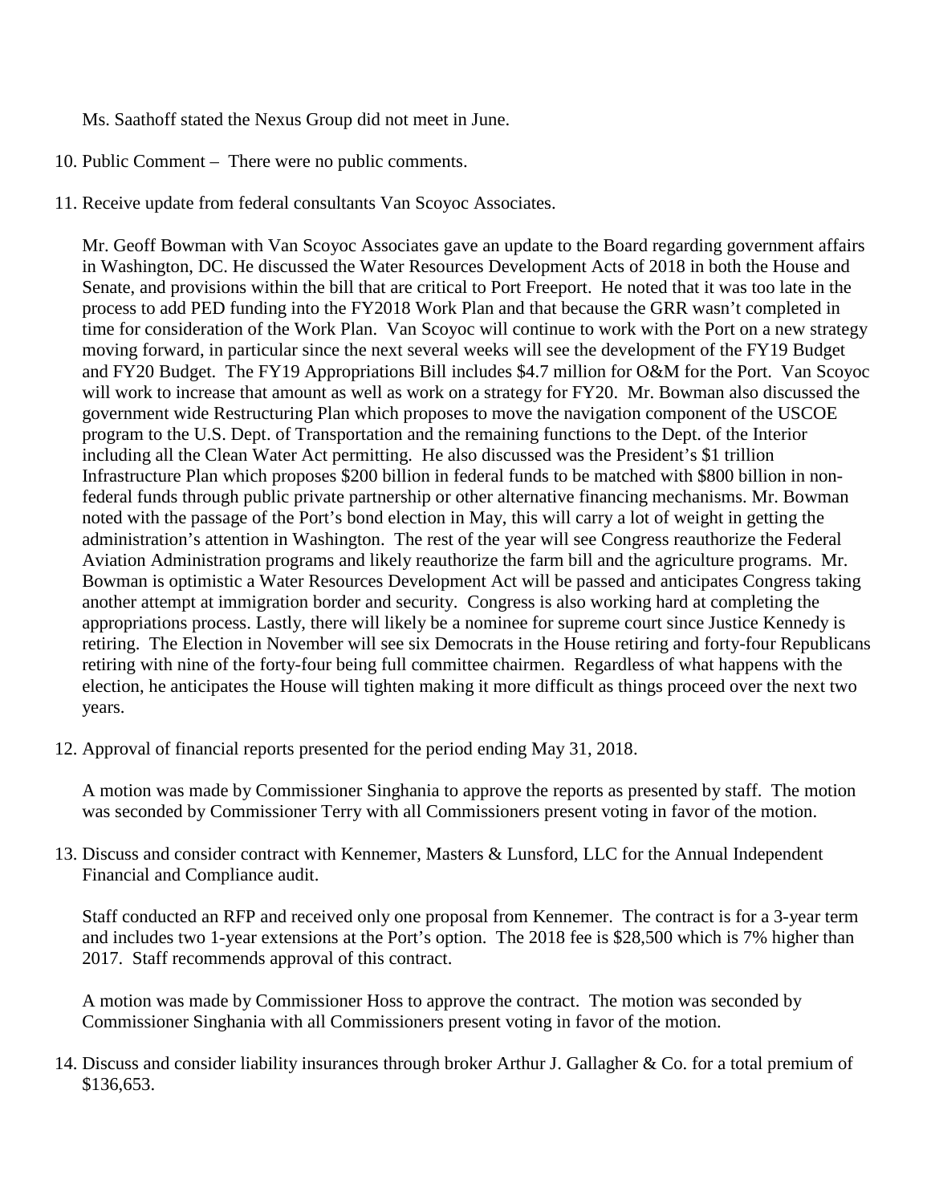Ms. Saathoff stated the Nexus Group did not meet in June.

10. Public Comment – There were no public comments.

11. Receive update from federal consultants Van Scoyoc Associates.

    Mr. Geoff Bowman with Van Scoyoc Associates gave an update to the Board regarding government affairs in Washington, DC. He discussed the Water Resources Development Acts of 2018 in both the House and Senate, and provisions within the bill that are critical to Port Freeport. He noted that it was too late in the process to add PED funding into the FY2018 Work Plan and that because the GRR wasn't completed in time for consideration of the Work Plan. Van Scoyoc will continue to work with the Port on a new strategy moving forward, in particular since the next several weeks will see the development of the FY19 Budget and FY20 Budget. The FY19 Appropriations Bill includes $4.7 million for O&M for the Port. Van Scoyoc will work to increase that amount as well as work on a strategy for FY20. Mr. Bowman also discussed the government wide Restructuring Plan which proposes to move the navigation component of the USCOE program to the U.S. Dept. of Transportation and the remaining functions to the Dept. of the Interior including all the Clean Water Act permitting. He also discussed was the President's $1 trillion Infrastructure Plan which proposes $200 billion in federal funds to be matched with $800 billion in non-federal funds through public private partnership or other alternative financing mechanisms. Mr. Bowman noted with the passage of the Port's bond election in May, this will carry a lot of weight in getting the administration's attention in Washington. The rest of the year will see Congress reauthorize the Federal Aviation Administration programs and likely reauthorize the farm bill and the agriculture programs. Mr. Bowman is optimistic a Water Resources Development Act will be passed and anticipates Congress taking another attempt at immigration border and security. Congress is also working hard at completing the appropriations process. Lastly, there will likely be a nominee for supreme court since Justice Kennedy is retiring. The Election in November will see six Democrats in the House retiring and forty-four Republicans retiring with nine of the forty-four being full committee chairmen. Regardless of what happens with the election, he anticipates the House will tighten making it more difficult as things proceed over the next two years.

12. Approval of financial reports presented for the period ending May 31, 2018.

    A motion was made by Commissioner Singhania to approve the reports as presented by staff. The motion was seconded by Commissioner Terry with all Commissioners present voting in favor of the motion.

13. Discuss and consider contract with Kennemer, Masters & Lunsford, LLC for the Annual Independent Financial and Compliance audit.

    Staff conducted an RFP and received only one proposal from Kennemer. The contract is for a 3-year term and includes two 1-year extensions at the Port's option. The 2018 fee is $28,500 which is 7% higher than 2017. Staff recommends approval of this contract.

    A motion was made by Commissioner Hoss to approve the contract. The motion was seconded by Commissioner Singhania with all Commissioners present voting in favor of the motion.

14. Discuss and consider liability insurances through broker Arthur J. Gallagher & Co. for a total premium of $136,653.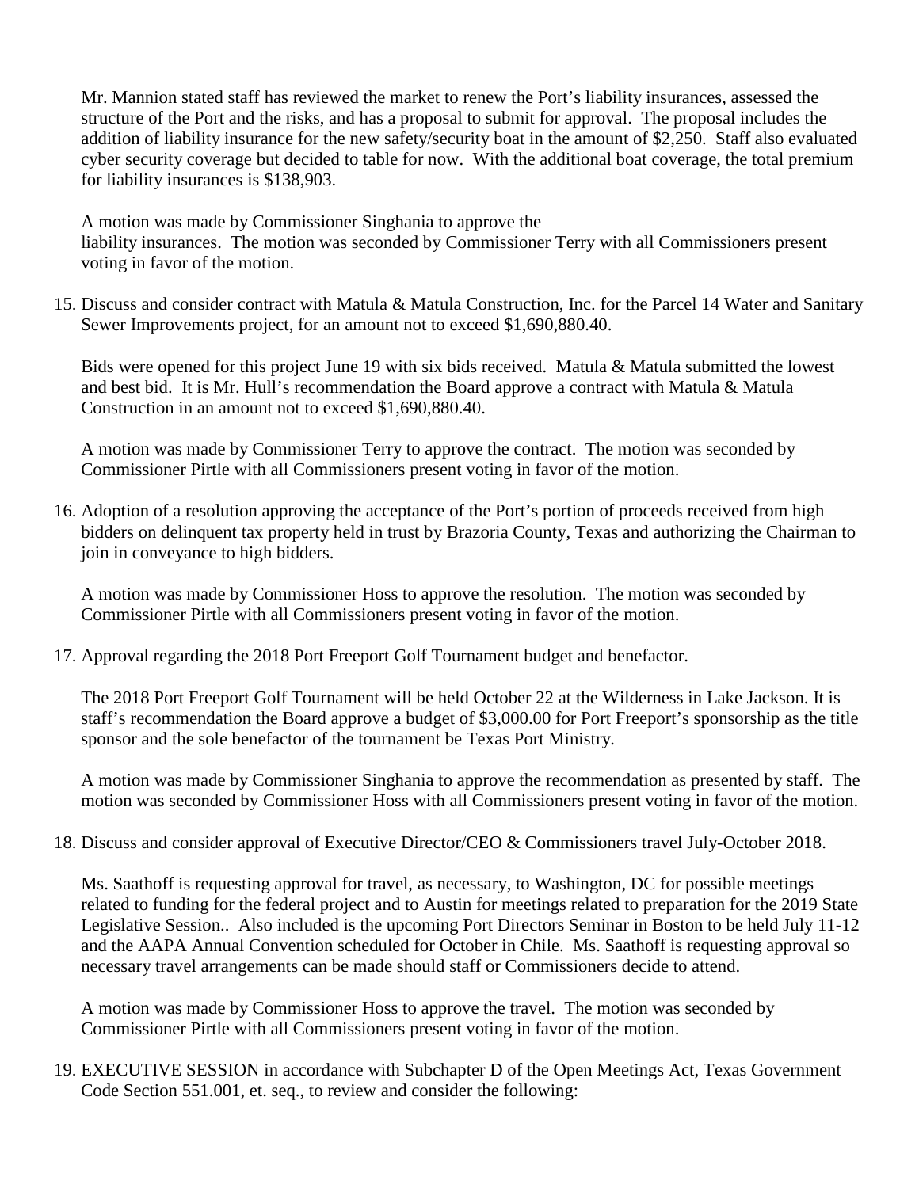Mr. Mannion stated staff has reviewed the market to renew the Port's liability insurances, assessed the structure of the Port and the risks, and has a proposal to submit for approval. The proposal includes the addition of liability insurance for the new safety/security boat in the amount of $2,250. Staff also evaluated cyber security coverage but decided to table for now. With the additional boat coverage, the total premium for liability insurances is $138,903.

A motion was made by Commissioner Singhania to approve the liability insurances. The motion was seconded by Commissioner Terry with all Commissioners present voting in favor of the motion.

15. Discuss and consider contract with Matula & Matula Construction, Inc. for the Parcel 14 Water and Sanitary Sewer Improvements project, for an amount not to exceed $1,690,880.40.

    Bids were opened for this project June 19 with six bids received. Matula & Matula submitted the lowest and best bid. It is Mr. Hull's recommendation the Board approve a contract with Matula & Matula Construction in an amount not to exceed $1,690,880.40.

    A motion was made by Commissioner Terry to approve the contract. The motion was seconded by Commissioner Pirtle with all Commissioners present voting in favor of the motion.

16. Adoption of a resolution approving the acceptance of the Port's portion of proceeds received from high bidders on delinquent tax property held in trust by Brazoria County, Texas and authorizing the Chairman to join in conveyance to high bidders.

    A motion was made by Commissioner Hoss to approve the resolution. The motion was seconded by Commissioner Pirtle with all Commissioners present voting in favor of the motion.

17. Approval regarding the 2018 Port Freeport Golf Tournament budget and benefactor.

    The 2018 Port Freeport Golf Tournament will be held October 22 at the Wilderness in Lake Jackson. It is staff's recommendation the Board approve a budget of $3,000.00 for Port Freeport's sponsorship as the title sponsor and the sole benefactor of the tournament be Texas Port Ministry.

    A motion was made by Commissioner Singhania to approve the recommendation as presented by staff. The motion was seconded by Commissioner Hoss with all Commissioners present voting in favor of the motion.

18. Discuss and consider approval of Executive Director/CEO & Commissioners travel July-October 2018.

    Ms. Saathoff is requesting approval for travel, as necessary, to Washington, DC for possible meetings related to funding for the federal project and to Austin for meetings related to preparation for the 2019 State Legislative Session.. Also included is the upcoming Port Directors Seminar in Boston to be held July 11-12 and the AAPA Annual Convention scheduled for October in Chile. Ms. Saathoff is requesting approval so necessary travel arrangements can be made should staff or Commissioners decide to attend.

    A motion was made by Commissioner Hoss to approve the travel. The motion was seconded by Commissioner Pirtle with all Commissioners present voting in favor of the motion.

19. EXECUTIVE SESSION in accordance with Subchapter D of the Open Meetings Act, Texas Government Code Section 551.001, et. seq., to review and consider the following: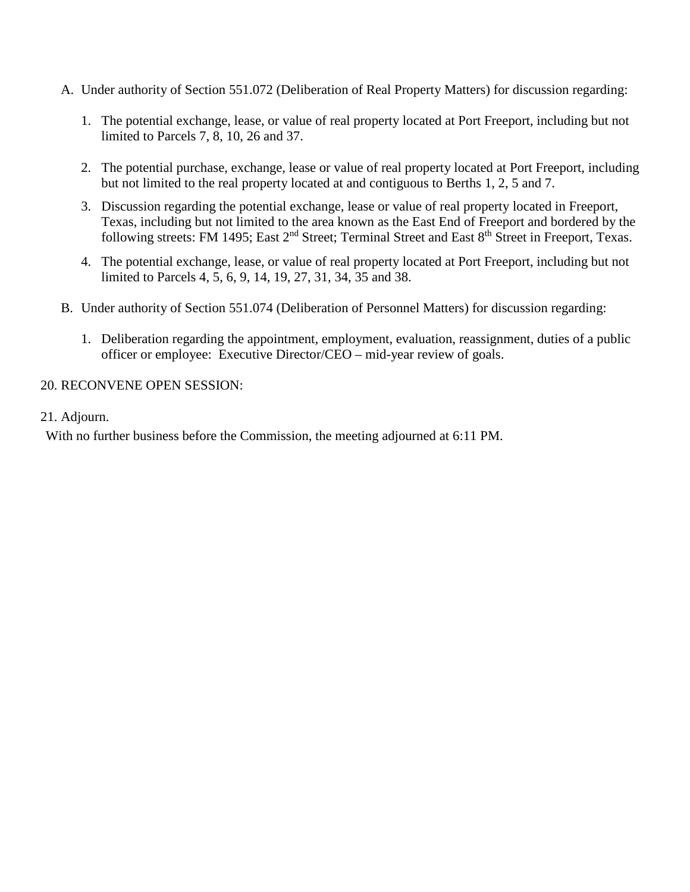A. Under authority of Section 551.072 (Deliberation of Real Property Matters) for discussion regarding:

   1. The potential exchange, lease, or value of real property located at Port Freeport, including but not limited to Parcels 7, 8, 10, 26 and 37.

   2. The potential purchase, exchange, lease or value of real property located at Port Freeport, including but not limited to the real property located at and contiguous to Berths 1, 2, 5 and 7.

   3. Discussion regarding the potential exchange, lease or value of real property located in Freeport, Texas, including but not limited to the area known as the East End of Freeport and bordered by the following streets: FM 1495; East 2nd Street; Terminal Street and East 8th Street in Freeport, Texas.

   4. The potential exchange, lease, or value of real property located at Port Freeport, including but not limited to Parcels 4, 5, 6, 9, 14, 19, 27, 31, 34, 35 and 38.

B. Under authority of Section 551.074 (Deliberation of Personnel Matters) for discussion regarding:

   1. Deliberation regarding the appointment, employment, evaluation, reassignment, duties of a public officer or employee: Executive Director/CEO – mid-year review of goals.

20. RECONVENE OPEN SESSION:

21. Adjourn.

With no further business before the Commission, the meeting adjourned at 6:11 PM.